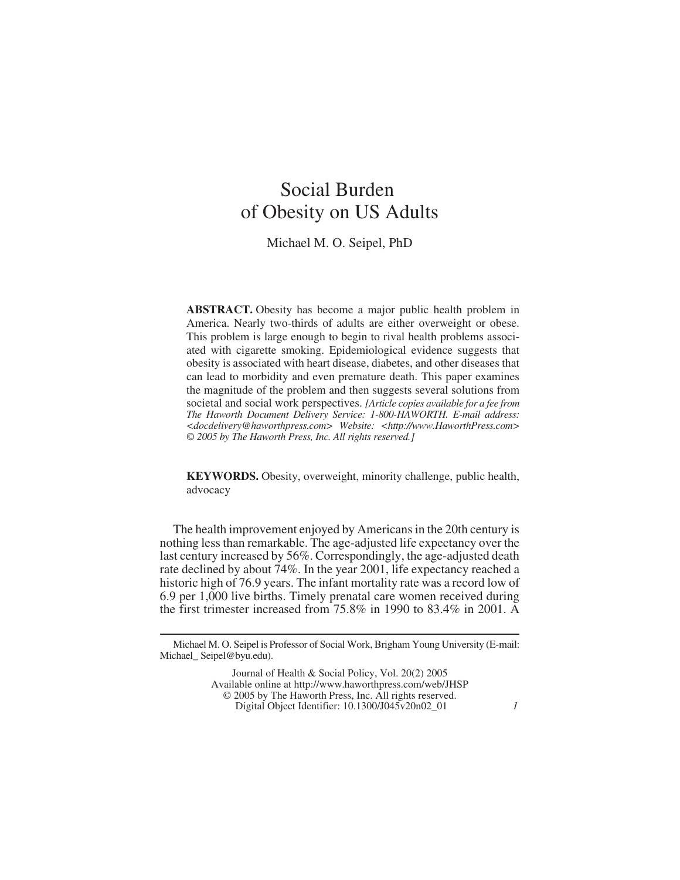# Social Burden of Obesity on US Adults

Michael M. O. Seipel, PhD

**ABSTRACT.** Obesity has become a major public health problem in America. Nearly two-thirds of adults are either overweight or obese. This problem is large enough to begin to rival health problems associated with cigarette smoking. Epidemiological evidence suggests that obesity is associated with heart disease, diabetes, and other diseases that can lead to morbidity and even premature death. This paper examines the magnitude of the problem and then suggests several solutions from societal and social work perspectives. *[Article copies available for a fee from The Haworth Document Delivery Service: 1-800-HAWORTH. E-mail address: <docdelivery@haworthpress.com> Website: <http://www.HaworthPress.com> © 2005 by The Haworth Press, Inc. All rights reserved.]*

**KEYWORDS.** Obesity, overweight, minority challenge, public health, advocacy

The health improvement enjoyed by Americans in the 20th century is nothing less than remarkable. The age-adjusted life expectancy over the last century increased by 56%. Correspondingly, the age-adjusted death rate declined by about 74%. In the year 2001, life expectancy reached a historic high of 76.9 years. The infant mortality rate was a record low of 6.9 per 1,000 live births. Timely prenatal care women received during the first trimester increased from 75.8% in 1990 to 83.4% in 2001. A

---

Michael M. O. Seipel is Professor of Social Work, Brigham Young University (E-mail: Michael_ Seipel@byu.edu).

Journal of Health & Social Policy, Vol. 20(2) 2005
Available online at http://www.haworthpress.com/web/JHSP
© 2005 by The Haworth Press, Inc. All rights reserved.
Digital Object Identifier: 10.1300/J045v20n02_01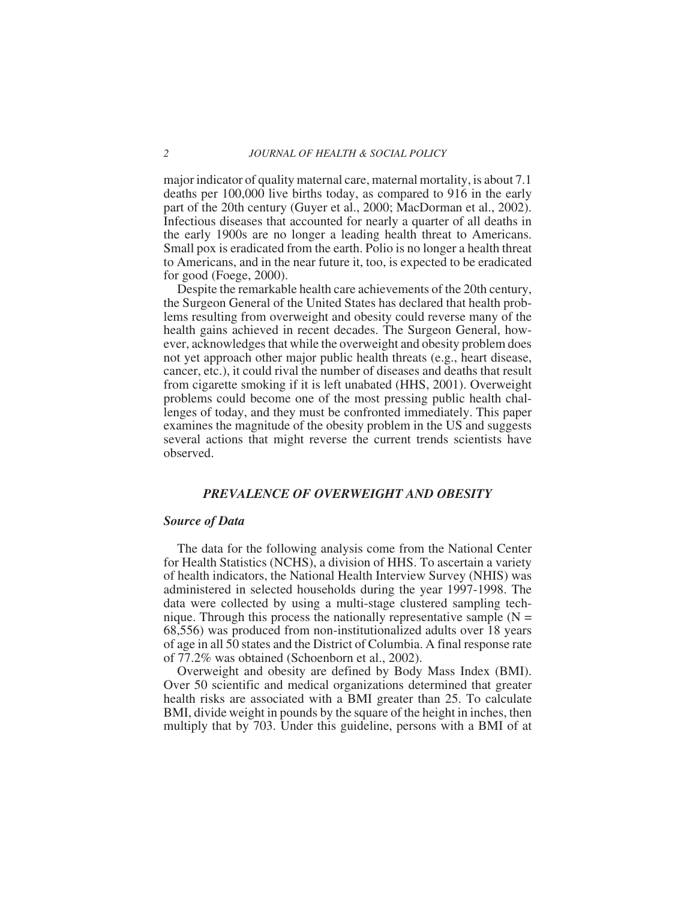major indicator of quality maternal care, maternal mortality, is about 7.1 deaths per 100,000 live births today, as compared to 916 in the early part of the 20th century (Guyer et al., 2000; MacDorman et al., 2002). Infectious diseases that accounted for nearly a quarter of all deaths in the early 1900s are no longer a leading health threat to Americans. Small pox is eradicated from the earth. Polio is no longer a health threat to Americans, and in the near future it, too, is expected to be eradicated for good (Foege, 2000).

Despite the remarkable health care achievements of the 20th century, the Surgeon General of the United States has declared that health problems resulting from overweight and obesity could reverse many of the health gains achieved in recent decades. The Surgeon General, however, acknowledges that while the overweight and obesity problem does not yet approach other major public health threats (e.g., heart disease, cancer, etc.), it could rival the number of diseases and deaths that result from cigarette smoking if it is left unabated (HHS, 2001). Overweight problems could become one of the most pressing public health challenges of today, and they must be confronted immediately. This paper examines the magnitude of the obesity problem in the US and suggests several actions that might reverse the current trends scientists have observed.

## *PREVALENCE OF OVERWEIGHT AND OBESITY*

### *Source of Data*

The data for the following analysis come from the National Center for Health Statistics (NCHS), a division of HHS. To ascertain a variety of health indicators, the National Health Interview Survey (NHIS) was administered in selected households during the year 1997-1998. The data were collected by using a multi-stage clustered sampling technique. Through this process the nationally representative sample (N = 68,556) was produced from non-institutionalized adults over 18 years of age in all 50 states and the District of Columbia. A final response rate of 77.2% was obtained (Schoenborn et al., 2002).

Overweight and obesity are defined by Body Mass Index (BMI). Over 50 scientific and medical organizations determined that greater health risks are associated with a BMI greater than 25. To calculate BMI, divide weight in pounds by the square of the height in inches, then multiply that by 703. Under this guideline, persons with a BMI of at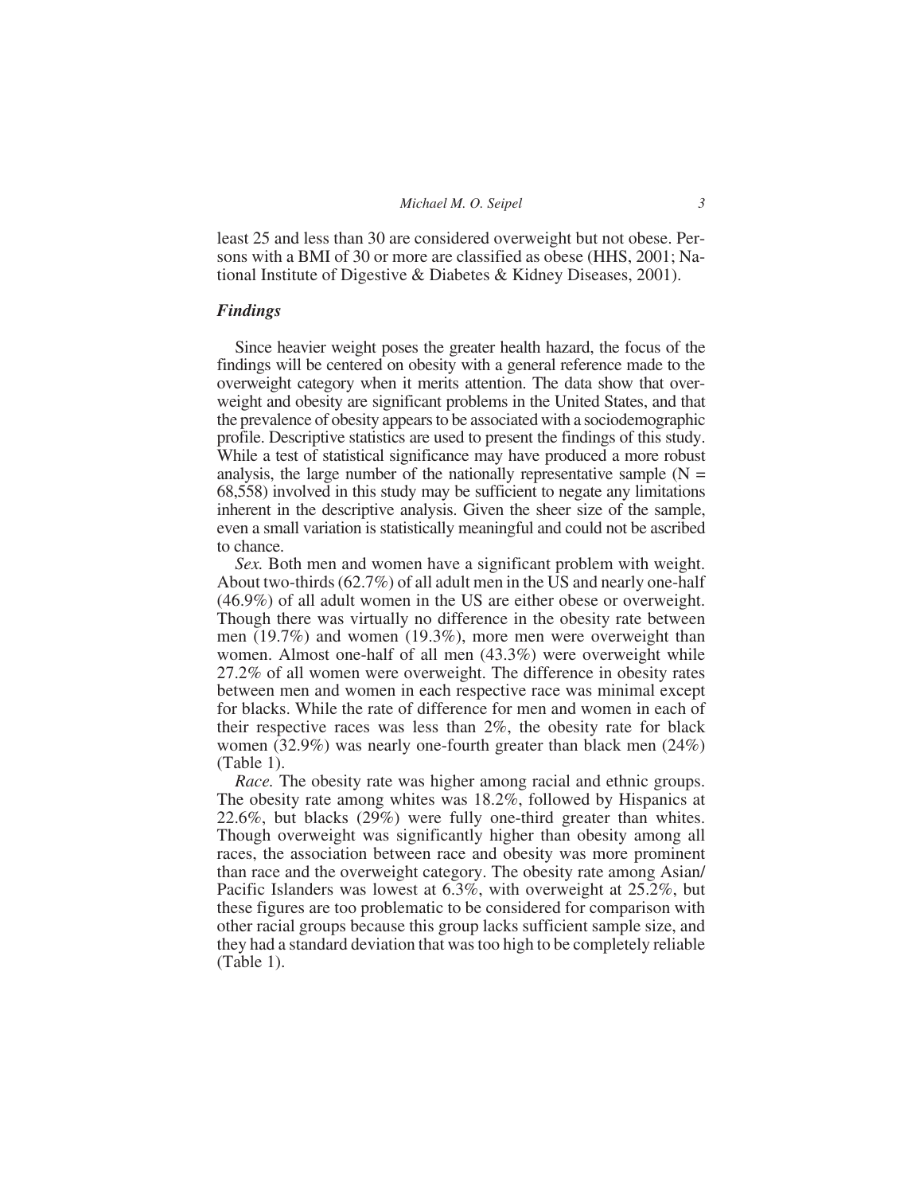least 25 and less than 30 are considered overweight but not obese. Persons with a BMI of 30 or more are classified as obese (HHS, 2001; National Institute of Digestive & Diabetes & Kidney Diseases, 2001).

### *Findings*

Since heavier weight poses the greater health hazard, the focus of the findings will be centered on obesity with a general reference made to the overweight category when it merits attention. The data show that overweight and obesity are significant problems in the United States, and that the prevalence of obesity appears to be associated with a sociodemographic profile. Descriptive statistics are used to present the findings of this study. While a test of statistical significance may have produced a more robust analysis, the large number of the nationally representative sample (N = 68,558) involved in this study may be sufficient to negate any limitations inherent in the descriptive analysis. Given the sheer size of the sample, even a small variation is statistically meaningful and could not be ascribed to chance.

*Sex.* Both men and women have a significant problem with weight. About two-thirds (62.7%) of all adult men in the US and nearly one-half (46.9%) of all adult women in the US are either obese or overweight. Though there was virtually no difference in the obesity rate between men (19.7%) and women (19.3%), more men were overweight than women. Almost one-half of all men (43.3%) were overweight while 27.2% of all women were overweight. The difference in obesity rates between men and women in each respective race was minimal except for blacks. While the rate of difference for men and women in each of their respective races was less than 2%, the obesity rate for black women (32.9%) was nearly one-fourth greater than black men (24%) (Table 1).

*Race.* The obesity rate was higher among racial and ethnic groups. The obesity rate among whites was 18.2%, followed by Hispanics at 22.6%, but blacks (29%) were fully one-third greater than whites. Though overweight was significantly higher than obesity among all races, the association between race and obesity was more prominent than race and the overweight category. The obesity rate among Asian/Pacific Islanders was lowest at 6.3%, with overweight at 25.2%, but these figures are too problematic to be considered for comparison with other racial groups because this group lacks sufficient sample size, and they had a standard deviation that was too high to be completely reliable (Table 1).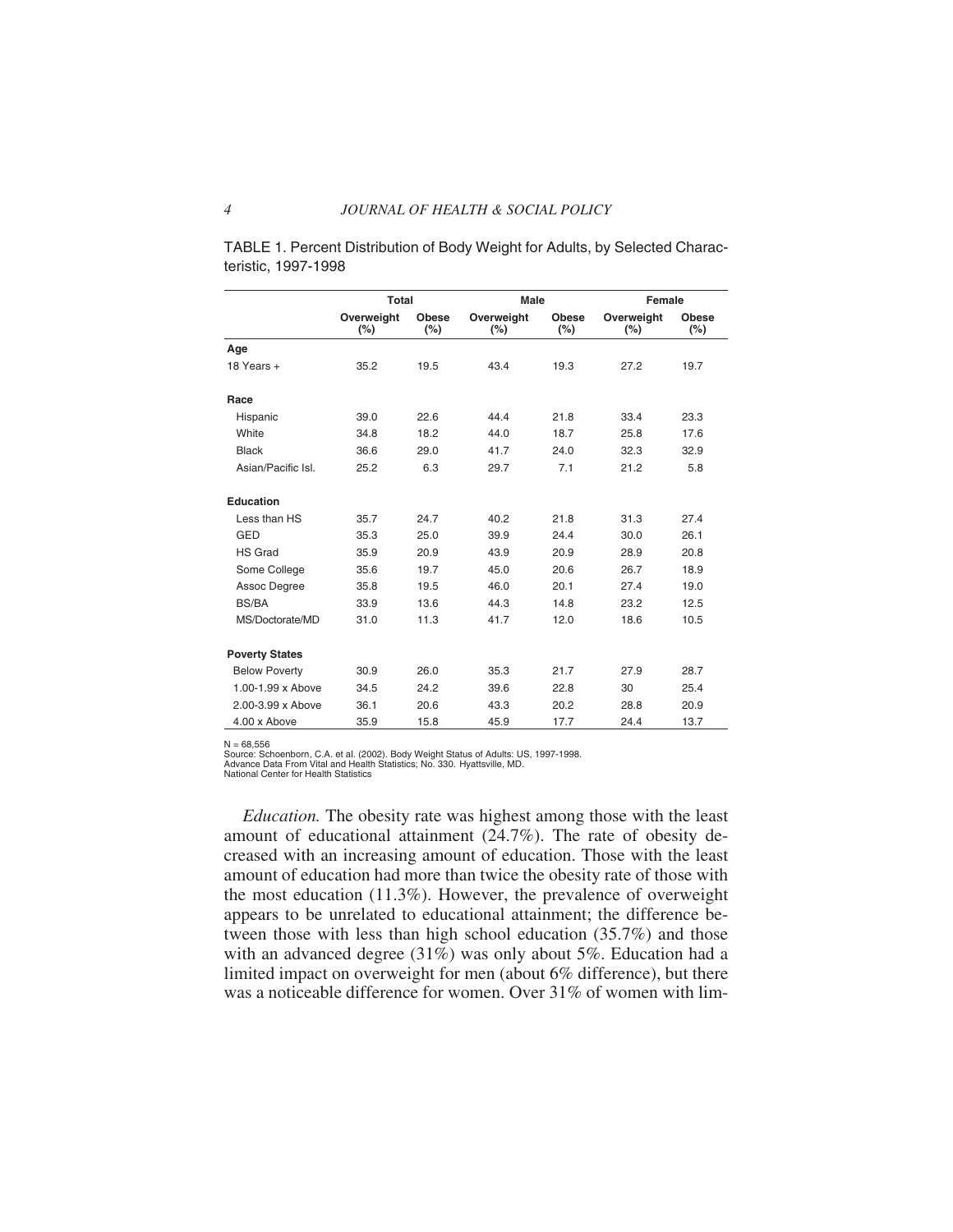TABLE 1. Percent Distribution of Body Weight for Adults, by Selected Characteristic, 1997-1998

| | Total | | Male | | Female | |
|---|---|---|---|---|---|---|
| | Overweight (%) | Obese (%) | Overweight (%) | Obese (%) | Overweight (%) | Obese (%) |
| **Age** | | | | | | |
| 18 Years + | 35.2 | 19.5 | 43.4 | 19.3 | 27.2 | 19.7 |
| **Race** | | | | | | |
| Hispanic | 39.0 | 22.6 | 44.4 | 21.8 | 33.4 | 23.3 |
| White | 34.8 | 18.2 | 44.0 | 18.7 | 25.8 | 17.6 |
| Black | 36.6 | 29.0 | 41.7 | 24.0 | 32.3 | 32.9 |
| Asian/Pacific Isl. | 25.2 | 6.3 | 29.7 | 7.1 | 21.2 | 5.8 |
| **Education** | | | | | | |
| Less than HS | 35.7 | 24.7 | 40.2 | 21.8 | 31.3 | 27.4 |
| GED | 35.3 | 25.0 | 39.9 | 24.4 | 30.0 | 26.1 |
| HS Grad | 35.9 | 20.9 | 43.9 | 20.9 | 28.9 | 20.8 |
| Some College | 35.6 | 19.7 | 45.0 | 20.6 | 26.7 | 18.9 |
| Assoc Degree | 35.8 | 19.5 | 46.0 | 20.1 | 27.4 | 19.0 |
| BS/BA | 33.9 | 13.6 | 44.3 | 14.8 | 23.2 | 12.5 |
| MS/Doctorate/MD | 31.0 | 11.3 | 41.7 | 12.0 | 18.6 | 10.5 |
| **Poverty States** | | | | | | |
| Below Poverty | 30.9 | 26.0 | 35.3 | 21.7 | 27.9 | 28.7 |
| 1.00-1.99 x Above | 34.5 | 24.2 | 39.6 | 22.8 | 30 | 25.4 |
| 2.00-3.99 x Above | 36.1 | 20.6 | 43.3 | 20.2 | 28.8 | 20.9 |
| 4.00 x Above | 35.9 | 15.8 | 45.9 | 17.7 | 24.4 | 13.7 |

N = 68,556
Source: Schoenborn, C.A. et al. (2002). Body Weight Status of Adults: US, 1997-1998. Advance Data From Vital and Health Statistics; No. 330. Hyattsville, MD. National Center for Health Statistics

*Education.* The obesity rate was highest among those with the least amount of educational attainment (24.7%). The rate of obesity decreased with an increasing amount of education. Those with the least amount of education had more than twice the obesity rate of those with the most education (11.3%). However, the prevalence of overweight appears to be unrelated to educational attainment; the difference between those with less than high school education (35.7%) and those with an advanced degree (31%) was only about 5%. Education had a limited impact on overweight for men (about 6% difference), but there was a noticeable difference for women. Over 31% of women with lim-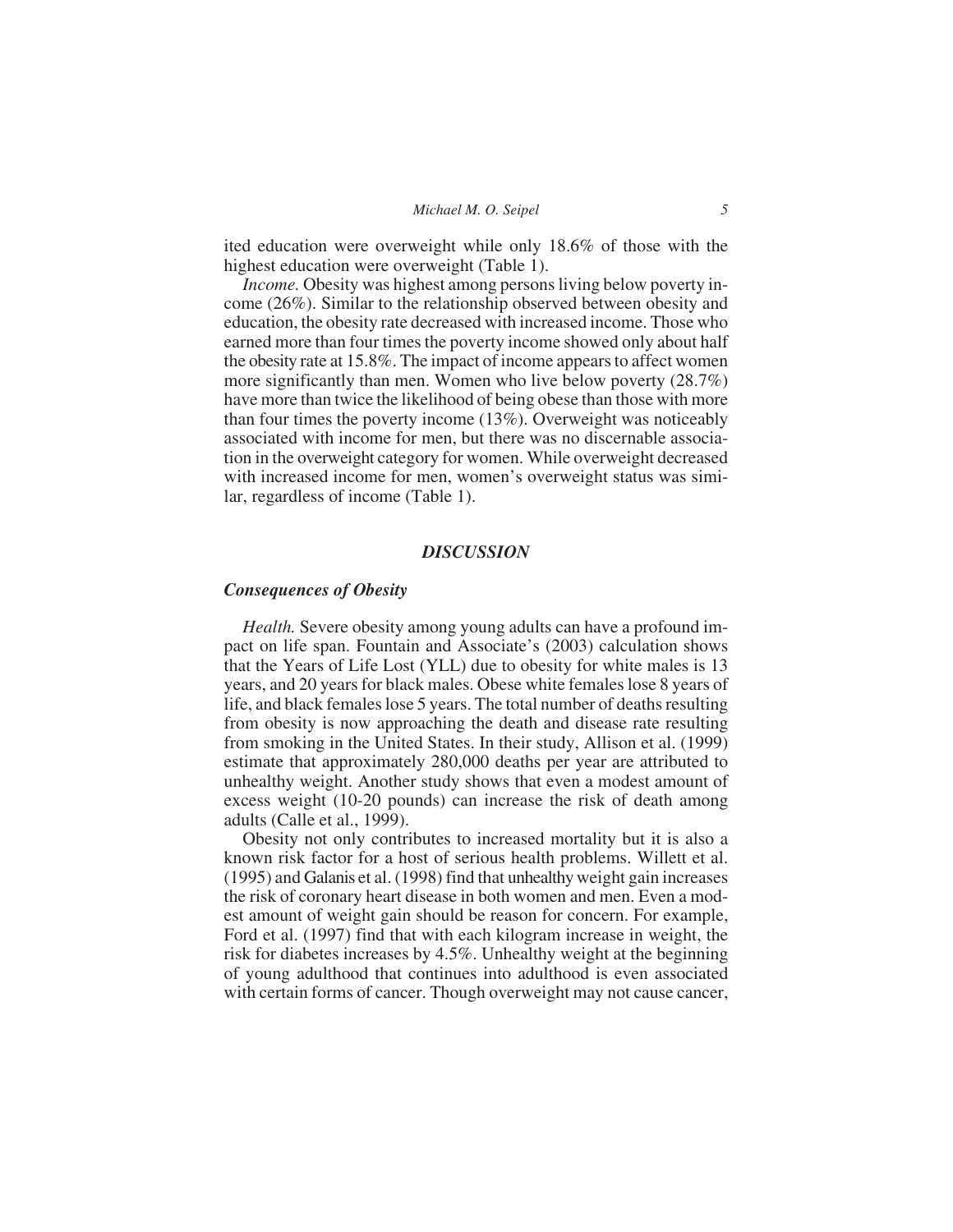ited education were overweight while only 18.6% of those with the highest education were overweight (Table 1).

*Income.* Obesity was highest among persons living below poverty income (26%). Similar to the relationship observed between obesity and education, the obesity rate decreased with increased income. Those who earned more than four times the poverty income showed only about half the obesity rate at 15.8%. The impact of income appears to affect women more significantly than men. Women who live below poverty (28.7%) have more than twice the likelihood of being obese than those with more than four times the poverty income (13%). Overweight was noticeably associated with income for men, but there was no discernable association in the overweight category for women. While overweight decreased with increased income for men, women's overweight status was similar, regardless of income (Table 1).

## *DISCUSSION*

### *Consequences of Obesity*

*Health.* Severe obesity among young adults can have a profound impact on life span. Fountain and Associate's (2003) calculation shows that the Years of Life Lost (YLL) due to obesity for white males is 13 years, and 20 years for black males. Obese white females lose 8 years of life, and black females lose 5 years. The total number of deaths resulting from obesity is now approaching the death and disease rate resulting from smoking in the United States. In their study, Allison et al. (1999) estimate that approximately 280,000 deaths per year are attributed to unhealthy weight. Another study shows that even a modest amount of excess weight (10-20 pounds) can increase the risk of death among adults (Calle et al., 1999).

Obesity not only contributes to increased mortality but it is also a known risk factor for a host of serious health problems. Willett et al. (1995) and Galanis et al. (1998) find that unhealthy weight gain increases the risk of coronary heart disease in both women and men. Even a modest amount of weight gain should be reason for concern. For example, Ford et al. (1997) find that with each kilogram increase in weight, the risk for diabetes increases by 4.5%. Unhealthy weight at the beginning of young adulthood that continues into adulthood is even associated with certain forms of cancer. Though overweight may not cause cancer,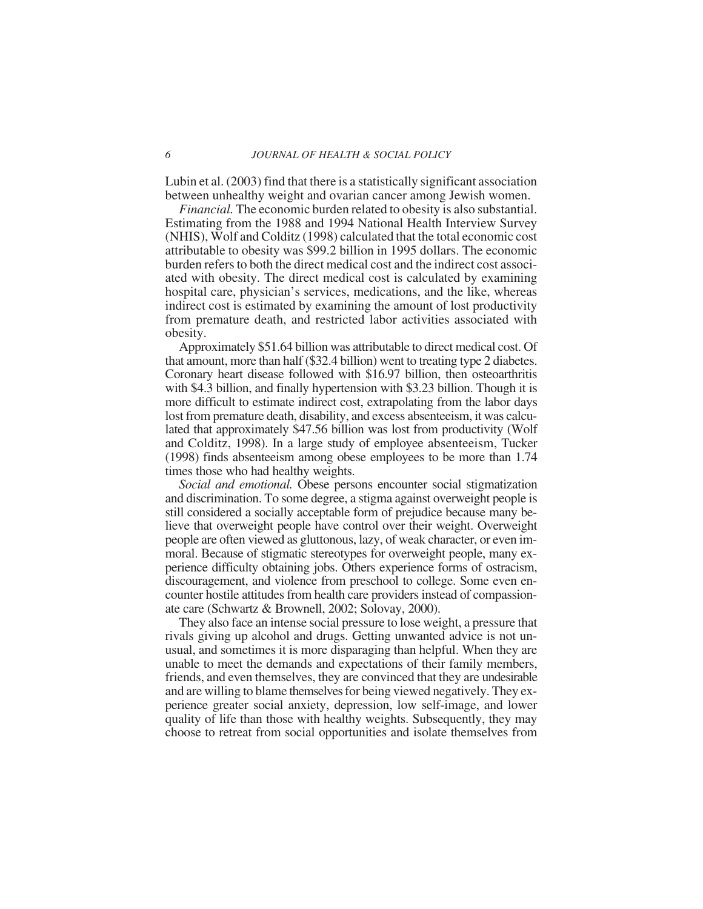Lubin et al. (2003) find that there is a statistically significant association between unhealthy weight and ovarian cancer among Jewish women.

*Financial.* The economic burden related to obesity is also substantial. Estimating from the 1988 and 1994 National Health Interview Survey (NHIS), Wolf and Colditz (1998) calculated that the total economic cost attributable to obesity was $99.2 billion in 1995 dollars. The economic burden refers to both the direct medical cost and the indirect cost associated with obesity. The direct medical cost is calculated by examining hospital care, physician's services, medications, and the like, whereas indirect cost is estimated by examining the amount of lost productivity from premature death, and restricted labor activities associated with obesity.

Approximately $51.64 billion was attributable to direct medical cost. Of that amount, more than half ($32.4 billion) went to treating type 2 diabetes. Coronary heart disease followed with $16.97 billion, then osteoarthritis with $4.3 billion, and finally hypertension with $3.23 billion. Though it is more difficult to estimate indirect cost, extrapolating from the labor days lost from premature death, disability, and excess absenteeism, it was calculated that approximately $47.56 billion was lost from productivity (Wolf and Colditz, 1998). In a large study of employee absenteeism, Tucker (1998) finds absenteeism among obese employees to be more than 1.74 times those who had healthy weights.

*Social and emotional.* Obese persons encounter social stigmatization and discrimination. To some degree, a stigma against overweight people is still considered a socially acceptable form of prejudice because many believe that overweight people have control over their weight. Overweight people are often viewed as gluttonous, lazy, of weak character, or even immoral. Because of stigmatic stereotypes for overweight people, many experience difficulty obtaining jobs. Others experience forms of ostracism, discouragement, and violence from preschool to college. Some even encounter hostile attitudes from health care providers instead of compassionate care (Schwartz & Brownell, 2002; Solovay, 2000).

They also face an intense social pressure to lose weight, a pressure that rivals giving up alcohol and drugs. Getting unwanted advice is not unusual, and sometimes it is more disparaging than helpful. When they are unable to meet the demands and expectations of their family members, friends, and even themselves, they are convinced that they are undesirable and are willing to blame themselves for being viewed negatively. They experience greater social anxiety, depression, low self-image, and lower quality of life than those with healthy weights. Subsequently, they may choose to retreat from social opportunities and isolate themselves from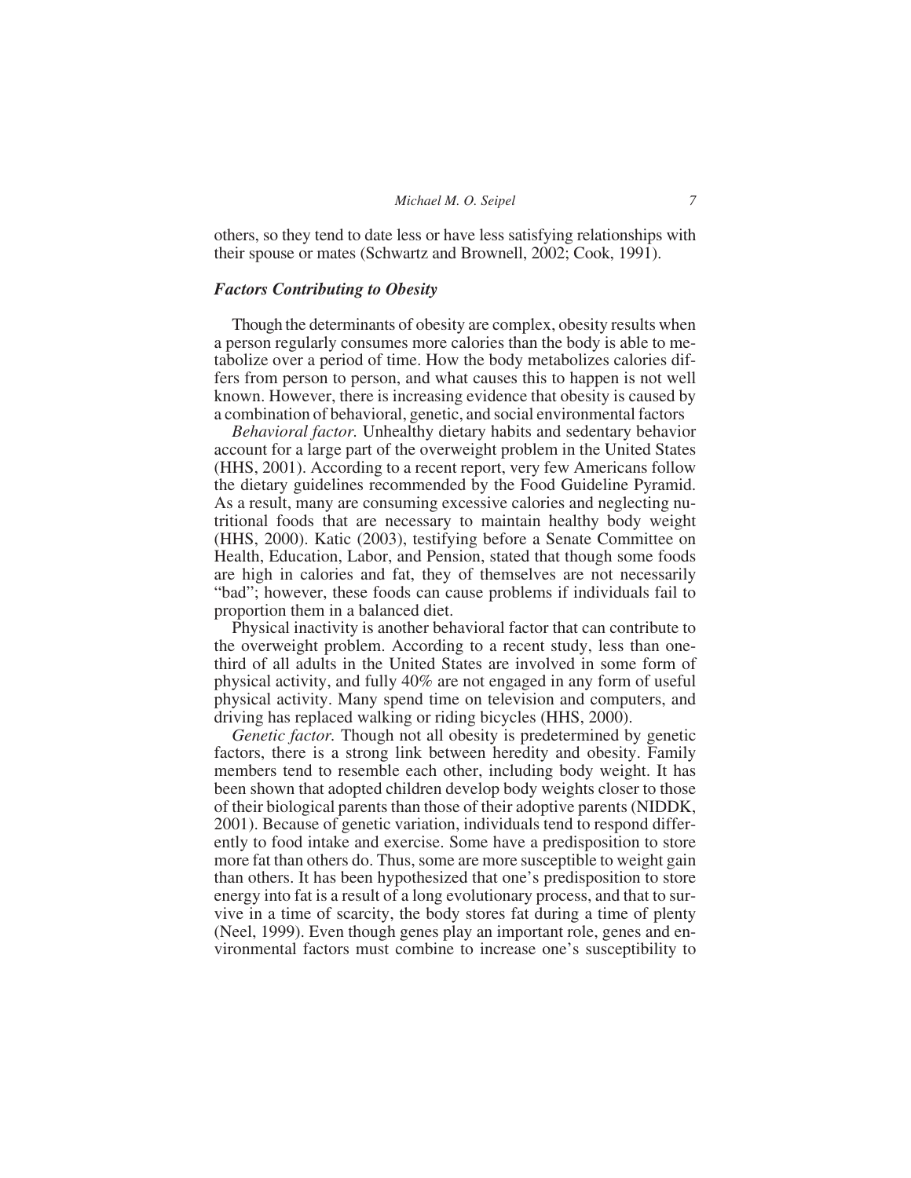others, so they tend to date less or have less satisfying relationships with their spouse or mates (Schwartz and Brownell, 2002; Cook, 1991).

### *Factors Contributing to Obesity*

Though the determinants of obesity are complex, obesity results when a person regularly consumes more calories than the body is able to metabolize over a period of time. How the body metabolizes calories differs from person to person, and what causes this to happen is not well known. However, there is increasing evidence that obesity is caused by a combination of behavioral, genetic, and social environmental factors

*Behavioral factor.* Unhealthy dietary habits and sedentary behavior account for a large part of the overweight problem in the United States (HHS, 2001). According to a recent report, very few Americans follow the dietary guidelines recommended by the Food Guideline Pyramid. As a result, many are consuming excessive calories and neglecting nutritional foods that are necessary to maintain healthy body weight (HHS, 2000). Katic (2003), testifying before a Senate Committee on Health, Education, Labor, and Pension, stated that though some foods are high in calories and fat, they of themselves are not necessarily "bad"; however, these foods can cause problems if individuals fail to proportion them in a balanced diet.

Physical inactivity is another behavioral factor that can contribute to the overweight problem. According to a recent study, less than one-third of all adults in the United States are involved in some form of physical activity, and fully 40% are not engaged in any form of useful physical activity. Many spend time on television and computers, and driving has replaced walking or riding bicycles (HHS, 2000).

*Genetic factor.* Though not all obesity is predetermined by genetic factors, there is a strong link between heredity and obesity. Family members tend to resemble each other, including body weight. It has been shown that adopted children develop body weights closer to those of their biological parents than those of their adoptive parents (NIDDK, 2001). Because of genetic variation, individuals tend to respond differently to food intake and exercise. Some have a predisposition to store more fat than others do. Thus, some are more susceptible to weight gain than others. It has been hypothesized that one's predisposition to store energy into fat is a result of a long evolutionary process, and that to survive in a time of scarcity, the body stores fat during a time of plenty (Neel, 1999). Even though genes play an important role, genes and environmental factors must combine to increase one's susceptibility to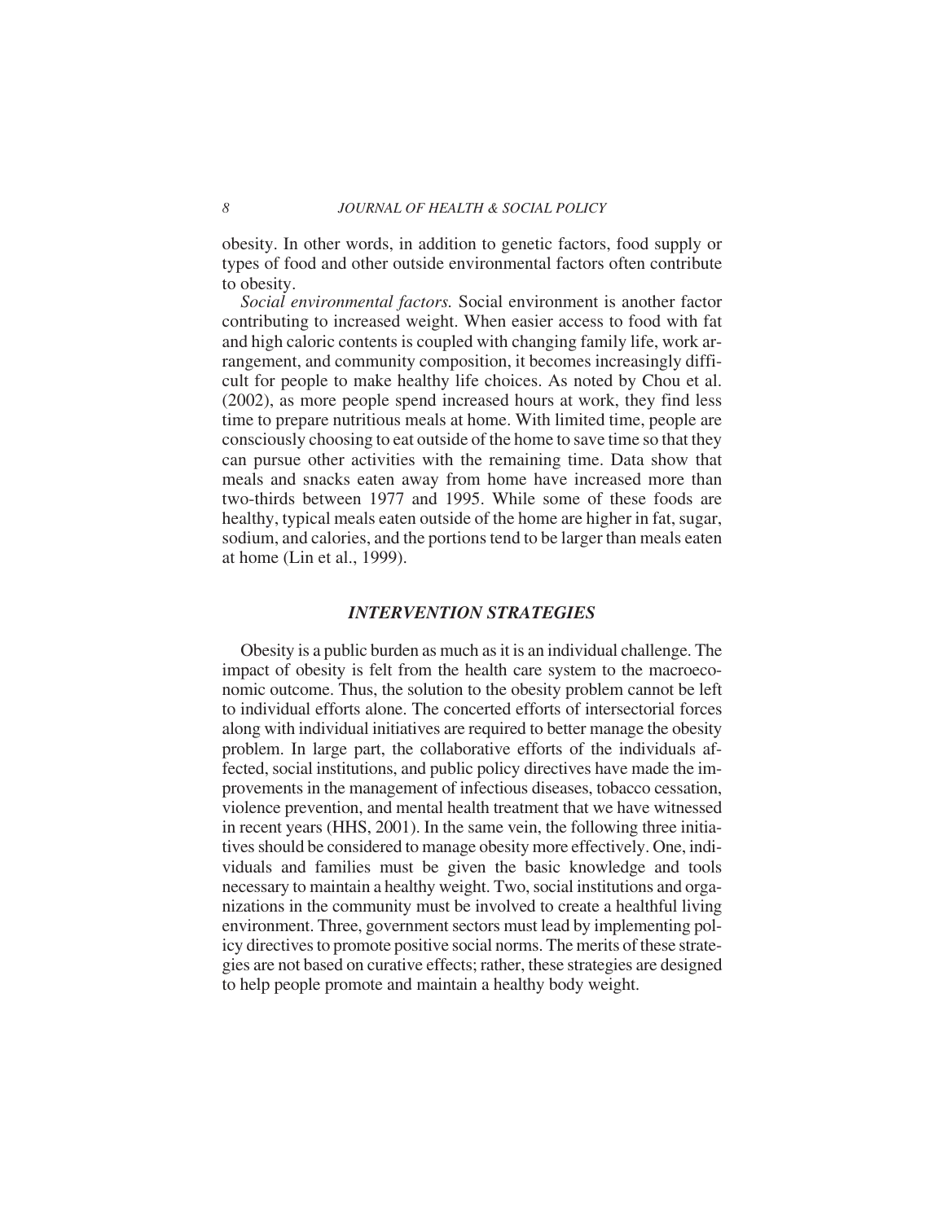obesity. In other words, in addition to genetic factors, food supply or types of food and other outside environmental factors often contribute to obesity.

*Social environmental factors.* Social environment is another factor contributing to increased weight. When easier access to food with fat and high caloric contents is coupled with changing family life, work arrangement, and community composition, it becomes increasingly difficult for people to make healthy life choices. As noted by Chou et al. (2002), as more people spend increased hours at work, they find less time to prepare nutritious meals at home. With limited time, people are consciously choosing to eat outside of the home to save time so that they can pursue other activities with the remaining time. Data show that meals and snacks eaten away from home have increased more than two-thirds between 1977 and 1995. While some of these foods are healthy, typical meals eaten outside of the home are higher in fat, sugar, sodium, and calories, and the portions tend to be larger than meals eaten at home (Lin et al., 1999).

## INTERVENTION STRATEGIES

Obesity is a public burden as much as it is an individual challenge. The impact of obesity is felt from the health care system to the macroeconomic outcome. Thus, the solution to the obesity problem cannot be left to individual efforts alone. The concerted efforts of intersectorial forces along with individual initiatives are required to better manage the obesity problem. In large part, the collaborative efforts of the individuals affected, social institutions, and public policy directives have made the improvements in the management of infectious diseases, tobacco cessation, violence prevention, and mental health treatment that we have witnessed in recent years (HHS, 2001). In the same vein, the following three initiatives should be considered to manage obesity more effectively. One, individuals and families must be given the basic knowledge and tools necessary to maintain a healthy weight. Two, social institutions and organizations in the community must be involved to create a healthful living environment. Three, government sectors must lead by implementing policy directives to promote positive social norms. The merits of these strategies are not based on curative effects; rather, these strategies are designed to help people promote and maintain a healthy body weight.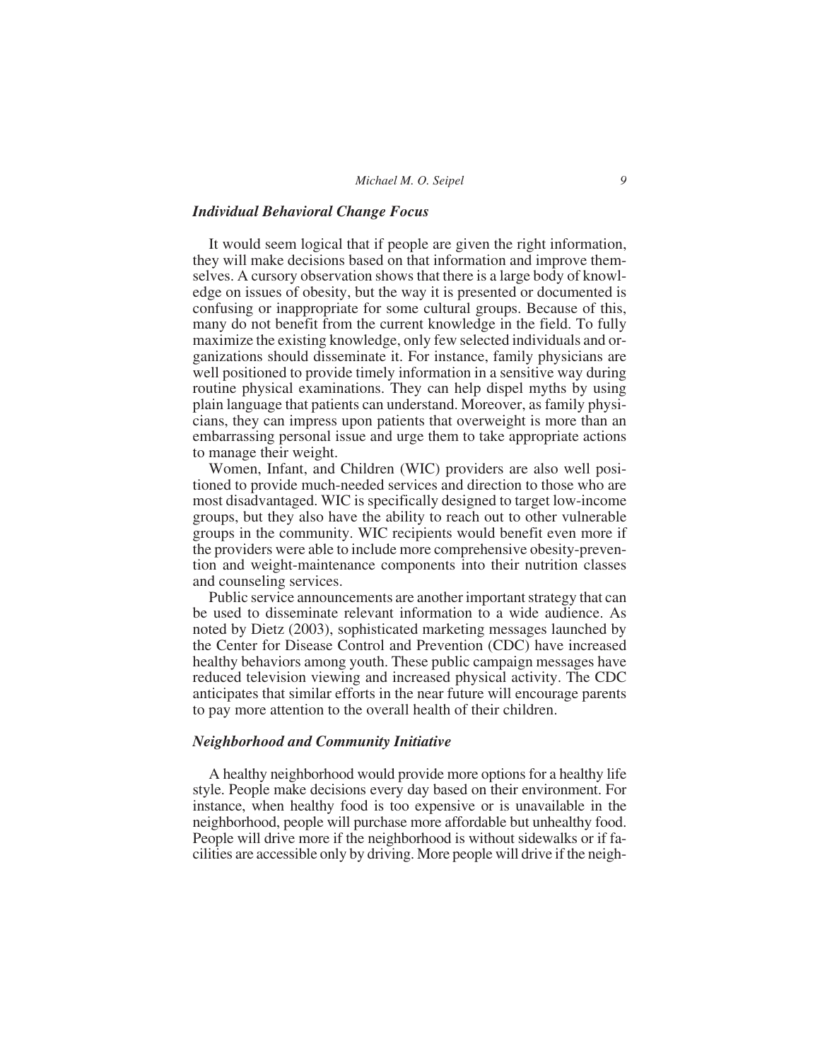### *Individual Behavioral Change Focus*

It would seem logical that if people are given the right information, they will make decisions based on that information and improve themselves. A cursory observation shows that there is a large body of knowledge on issues of obesity, but the way it is presented or documented is confusing or inappropriate for some cultural groups. Because of this, many do not benefit from the current knowledge in the field. To fully maximize the existing knowledge, only few selected individuals and organizations should disseminate it. For instance, family physicians are well positioned to provide timely information in a sensitive way during routine physical examinations. They can help dispel myths by using plain language that patients can understand. Moreover, as family physicians, they can impress upon patients that overweight is more than an embarrassing personal issue and urge them to take appropriate actions to manage their weight.

Women, Infant, and Children (WIC) providers are also well positioned to provide much-needed services and direction to those who are most disadvantaged. WIC is specifically designed to target low-income groups, but they also have the ability to reach out to other vulnerable groups in the community. WIC recipients would benefit even more if the providers were able to include more comprehensive obesity-prevention and weight-maintenance components into their nutrition classes and counseling services.

Public service announcements are another important strategy that can be used to disseminate relevant information to a wide audience. As noted by Dietz (2003), sophisticated marketing messages launched by the Center for Disease Control and Prevention (CDC) have increased healthy behaviors among youth. These public campaign messages have reduced television viewing and increased physical activity. The CDC anticipates that similar efforts in the near future will encourage parents to pay more attention to the overall health of their children.

### *Neighborhood and Community Initiative*

A healthy neighborhood would provide more options for a healthy life style. People make decisions every day based on their environment. For instance, when healthy food is too expensive or is unavailable in the neighborhood, people will purchase more affordable but unhealthy food. People will drive more if the neighborhood is without sidewalks or if facilities are accessible only by driving. More people will drive if the neigh-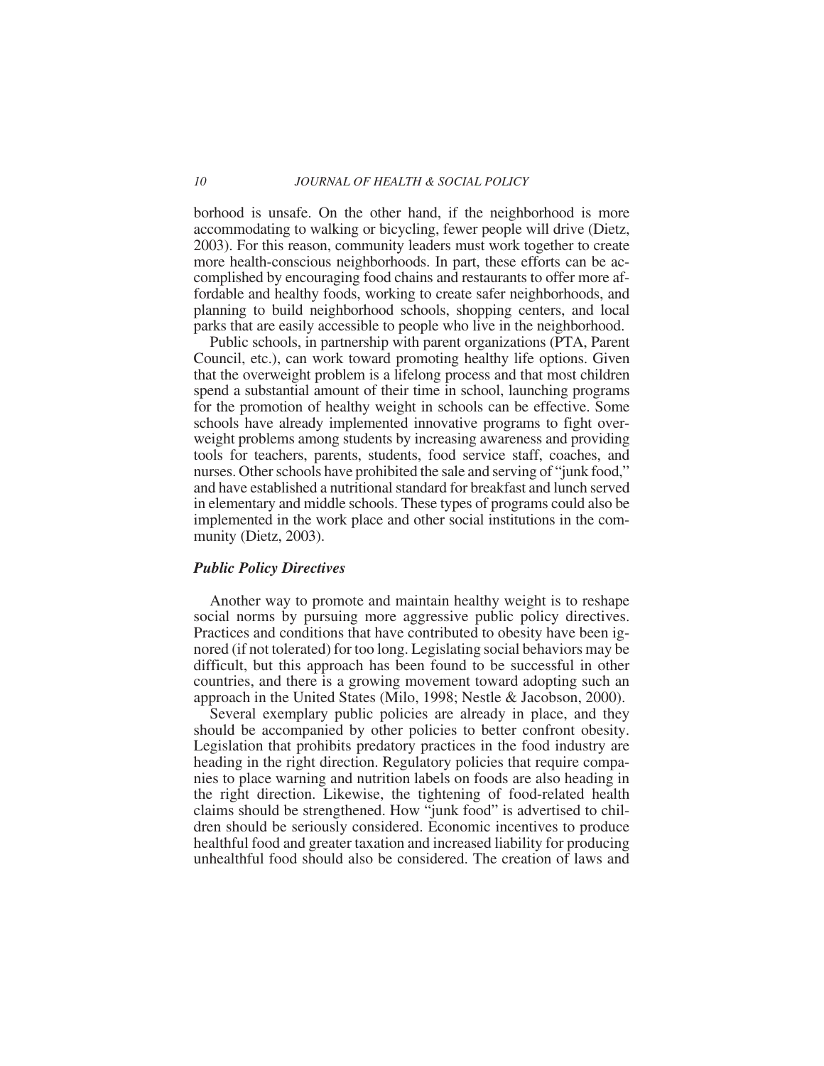borhood is unsafe. On the other hand, if the neighborhood is more accommodating to walking or bicycling, fewer people will drive (Dietz, 2003). For this reason, community leaders must work together to create more health-conscious neighborhoods. In part, these efforts can be accomplished by encouraging food chains and restaurants to offer more affordable and healthy foods, working to create safer neighborhoods, and planning to build neighborhood schools, shopping centers, and local parks that are easily accessible to people who live in the neighborhood.

Public schools, in partnership with parent organizations (PTA, Parent Council, etc.), can work toward promoting healthy life options. Given that the overweight problem is a lifelong process and that most children spend a substantial amount of their time in school, launching programs for the promotion of healthy weight in schools can be effective. Some schools have already implemented innovative programs to fight overweight problems among students by increasing awareness and providing tools for teachers, parents, students, food service staff, coaches, and nurses. Other schools have prohibited the sale and serving of "junk food," and have established a nutritional standard for breakfast and lunch served in elementary and middle schools. These types of programs could also be implemented in the work place and other social institutions in the community (Dietz, 2003).

### *Public Policy Directives*

Another way to promote and maintain healthy weight is to reshape social norms by pursuing more aggressive public policy directives. Practices and conditions that have contributed to obesity have been ignored (if not tolerated) for too long. Legislating social behaviors may be difficult, but this approach has been found to be successful in other countries, and there is a growing movement toward adopting such an approach in the United States (Milo, 1998; Nestle & Jacobson, 2000).

Several exemplary public policies are already in place, and they should be accompanied by other policies to better confront obesity. Legislation that prohibits predatory practices in the food industry are heading in the right direction. Regulatory policies that require companies to place warning and nutrition labels on foods are also heading in the right direction. Likewise, the tightening of food-related health claims should be strengthened. How "junk food" is advertised to children should be seriously considered. Economic incentives to produce healthful food and greater taxation and increased liability for producing unhealthful food should also be considered. The creation of laws and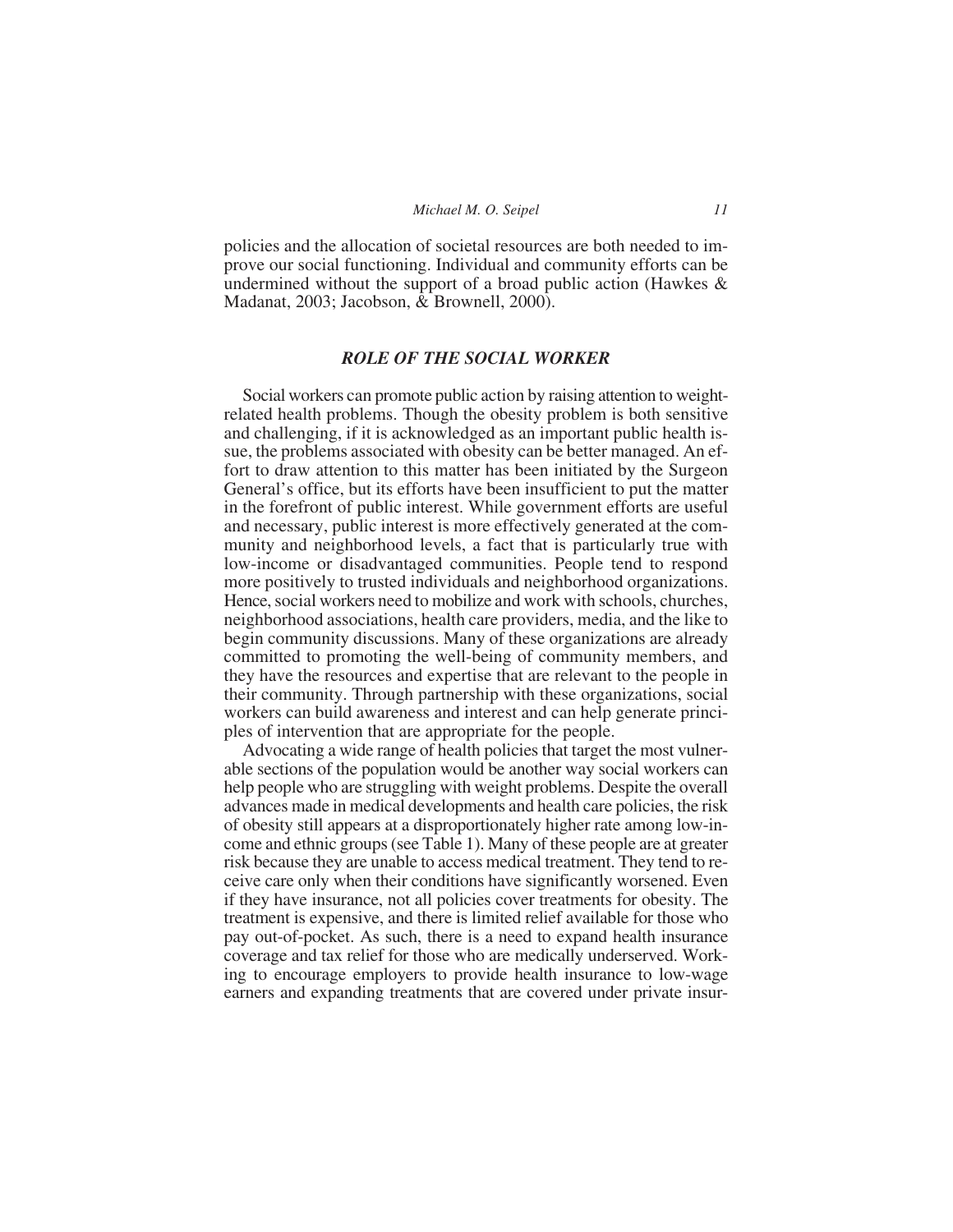policies and the allocation of societal resources are both needed to improve our social functioning. Individual and community efforts can be undermined without the support of a broad public action (Hawkes & Madanat, 2003; Jacobson, & Brownell, 2000).

## *ROLE OF THE SOCIAL WORKER*

Social workers can promote public action by raising attention to weight-related health problems. Though the obesity problem is both sensitive and challenging, if it is acknowledged as an important public health issue, the problems associated with obesity can be better managed. An effort to draw attention to this matter has been initiated by the Surgeon General's office, but its efforts have been insufficient to put the matter in the forefront of public interest. While government efforts are useful and necessary, public interest is more effectively generated at the community and neighborhood levels, a fact that is particularly true with low-income or disadvantaged communities. People tend to respond more positively to trusted individuals and neighborhood organizations. Hence, social workers need to mobilize and work with schools, churches, neighborhood associations, health care providers, media, and the like to begin community discussions. Many of these organizations are already committed to promoting the well-being of community members, and they have the resources and expertise that are relevant to the people in their community. Through partnership with these organizations, social workers can build awareness and interest and can help generate principles of intervention that are appropriate for the people.

Advocating a wide range of health policies that target the most vulnerable sections of the population would be another way social workers can help people who are struggling with weight problems. Despite the overall advances made in medical developments and health care policies, the risk of obesity still appears at a disproportionately higher rate among low-income and ethnic groups (see Table 1). Many of these people are at greater risk because they are unable to access medical treatment. They tend to receive care only when their conditions have significantly worsened. Even if they have insurance, not all policies cover treatments for obesity. The treatment is expensive, and there is limited relief available for those who pay out-of-pocket. As such, there is a need to expand health insurance coverage and tax relief for those who are medically underserved. Working to encourage employers to provide health insurance to low-wage earners and expanding treatments that are covered under private insur-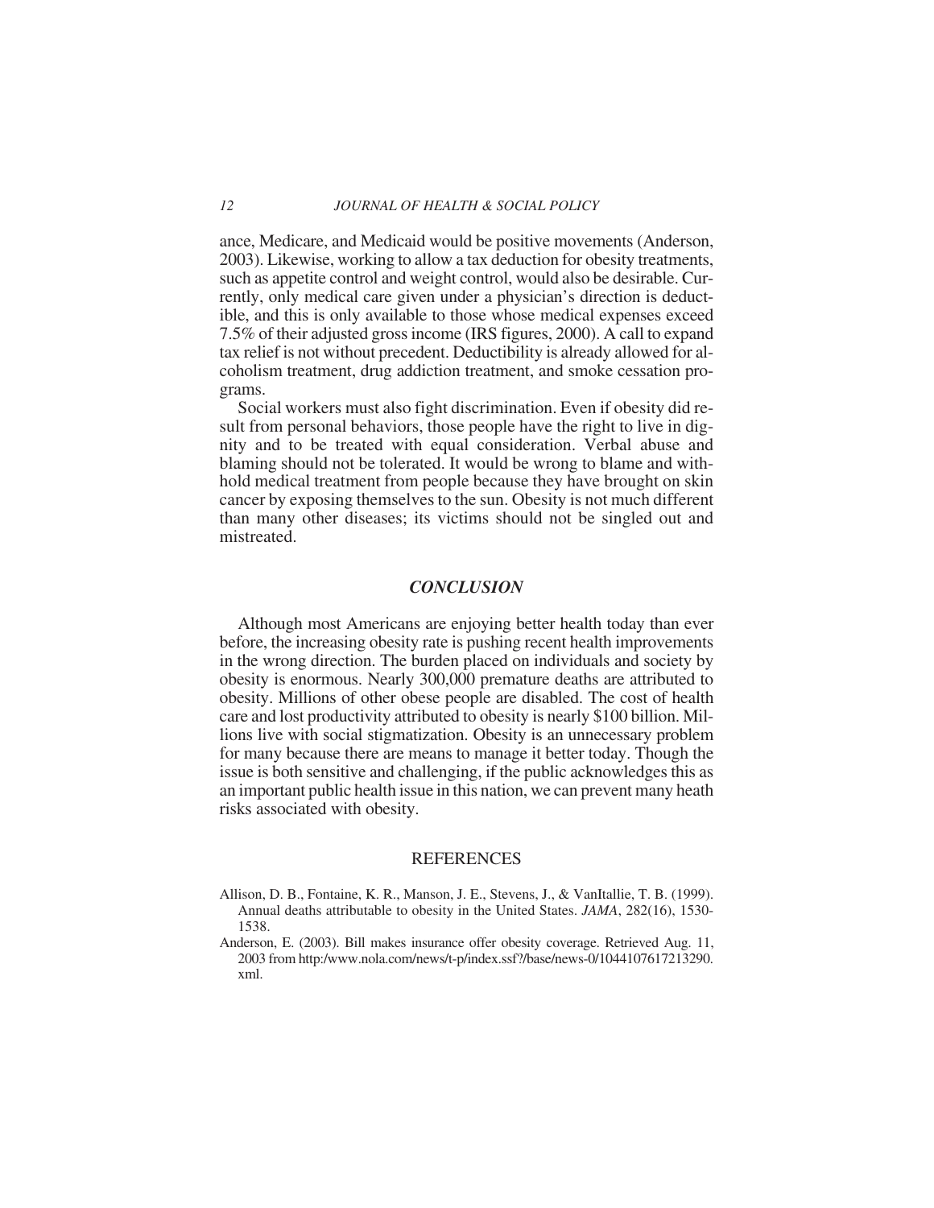ance, Medicare, and Medicaid would be positive movements (Anderson, 2003). Likewise, working to allow a tax deduction for obesity treatments, such as appetite control and weight control, would also be desirable. Currently, only medical care given under a physician's direction is deductible, and this is only available to those whose medical expenses exceed 7.5% of their adjusted gross income (IRS figures, 2000). A call to expand tax relief is not without precedent. Deductibility is already allowed for alcoholism treatment, drug addiction treatment, and smoke cessation programs.

Social workers must also fight discrimination. Even if obesity did result from personal behaviors, those people have the right to live in dignity and to be treated with equal consideration. Verbal abuse and blaming should not be tolerated. It would be wrong to blame and withhold medical treatment from people because they have brought on skin cancer by exposing themselves to the sun. Obesity is not much different than many other diseases; its victims should not be singled out and mistreated.

## *CONCLUSION*

Although most Americans are enjoying better health today than ever before, the increasing obesity rate is pushing recent health improvements in the wrong direction. The burden placed on individuals and society by obesity is enormous. Nearly 300,000 premature deaths are attributed to obesity. Millions of other obese people are disabled. The cost of health care and lost productivity attributed to obesity is nearly $100 billion. Millions live with social stigmatization. Obesity is an unnecessary problem for many because there are means to manage it better today. Though the issue is both sensitive and challenging, if the public acknowledges this as an important public health issue in this nation, we can prevent many heath risks associated with obesity.

## REFERENCES

Allison, D. B., Fontaine, K. R., Manson, J. E., Stevens, J., & VanItallie, T. B. (1999). Annual deaths attributable to obesity in the United States. *JAMA*, 282(16), 1530-1538.

Anderson, E. (2003). Bill makes insurance offer obesity coverage. Retrieved Aug. 11, 2003 from http:/www.nola.com/news/t-p/index.ssf?/base/news-0/1044107617213290.xml.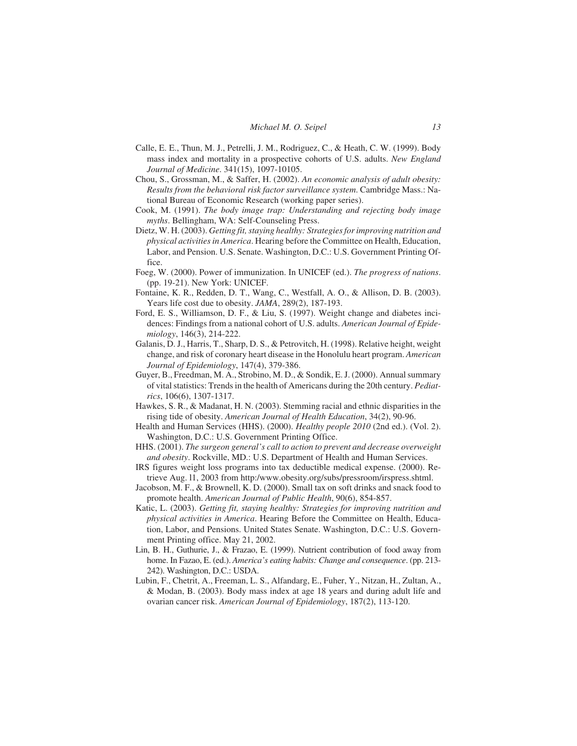Calle, E. E., Thun, M. J., Petrelli, J. M., Rodriguez, C., & Heath, C. W. (1999). Body mass index and mortality in a prospective cohorts of U.S. adults. *New England Journal of Medicine*. 341(15), 1097-10105.

Chou, S., Grossman, M., & Saffer, H. (2002). *An economic analysis of adult obesity: Results from the behavioral risk factor surveillance system*. Cambridge Mass.: National Bureau of Economic Research (working paper series).

Cook, M. (1991). *The body image trap: Understanding and rejecting body image myths*. Bellingham, WA: Self-Counseling Press.

Dietz, W. H. (2003). *Getting fit, staying healthy: Strategies for improving nutrition and physical activities in America*. Hearing before the Committee on Health, Education, Labor, and Pension. U.S. Senate. Washington, D.C.: U.S. Government Printing Office.

Foeg, W. (2000). Power of immunization. In UNICEF (ed.). *The progress of nations*. (pp. 19-21). New York: UNICEF.

Fontaine, K. R., Redden, D. T., Wang, C., Westfall, A. O., & Allison, D. B. (2003). Years life cost due to obesity. *JAMA*, 289(2), 187-193.

Ford, E. S., Williamson, D. F., & Liu, S. (1997). Weight change and diabetes incidences: Findings from a national cohort of U.S. adults. *American Journal of Epidemiology*, 146(3), 214-222.

Galanis, D. J., Harris, T., Sharp, D. S., & Petrovitch, H. (1998). Relative height, weight change, and risk of coronary heart disease in the Honolulu heart program. *American Journal of Epidemiology*, 147(4), 379-386.

Guyer, B., Freedman, M. A., Strobino, M. D., & Sondik, E. J. (2000). Annual summary of vital statistics: Trends in the health of Americans during the 20th century. *Pediatrics*, 106(6), 1307-1317.

Hawkes, S. R., & Madanat, H. N. (2003). Stemming racial and ethnic disparities in the rising tide of obesity. *American Journal of Health Education*, 34(2), 90-96.

Health and Human Services (HHS). (2000). *Healthy people 2010* (2nd ed.). (Vol. 2). Washington, D.C.: U.S. Government Printing Office.

HHS. (2001). *The surgeon general's call to action to prevent and decrease overweight and obesity*. Rockville, MD.: U.S. Department of Health and Human Services.

IRS figures weight loss programs into tax deductible medical expense. (2000). Retrieve Aug. 11, 2003 from http:/www.obesity.org/subs/pressroom/irspress.shtml.

Jacobson, M. F., & Brownell, K. D. (2000). Small tax on soft drinks and snack food to promote health. *American Journal of Public Health*, 90(6), 854-857.

Katic, L. (2003). *Getting fit, staying healthy: Strategies for improving nutrition and physical activities in America*. Hearing Before the Committee on Health, Education, Labor, and Pensions. United States Senate. Washington, D.C.: U.S. Government Printing office. May 21, 2002.

Lin, B. H., Guthurie, J., & Frazao, E. (1999). Nutrient contribution of food away from home. In Fazao, E. (ed.). *America's eating habits: Change and consequence*. (pp. 213-242). Washington, D.C.: USDA.

Lubin, F., Chetrit, A., Freeman, L. S., Alfandarg, E., Fuher, Y., Nitzan, H., Zultan, A., & Modan, B. (2003). Body mass index at age 18 years and during adult life and ovarian cancer risk. *American Journal of Epidemiology*, 187(2), 113-120.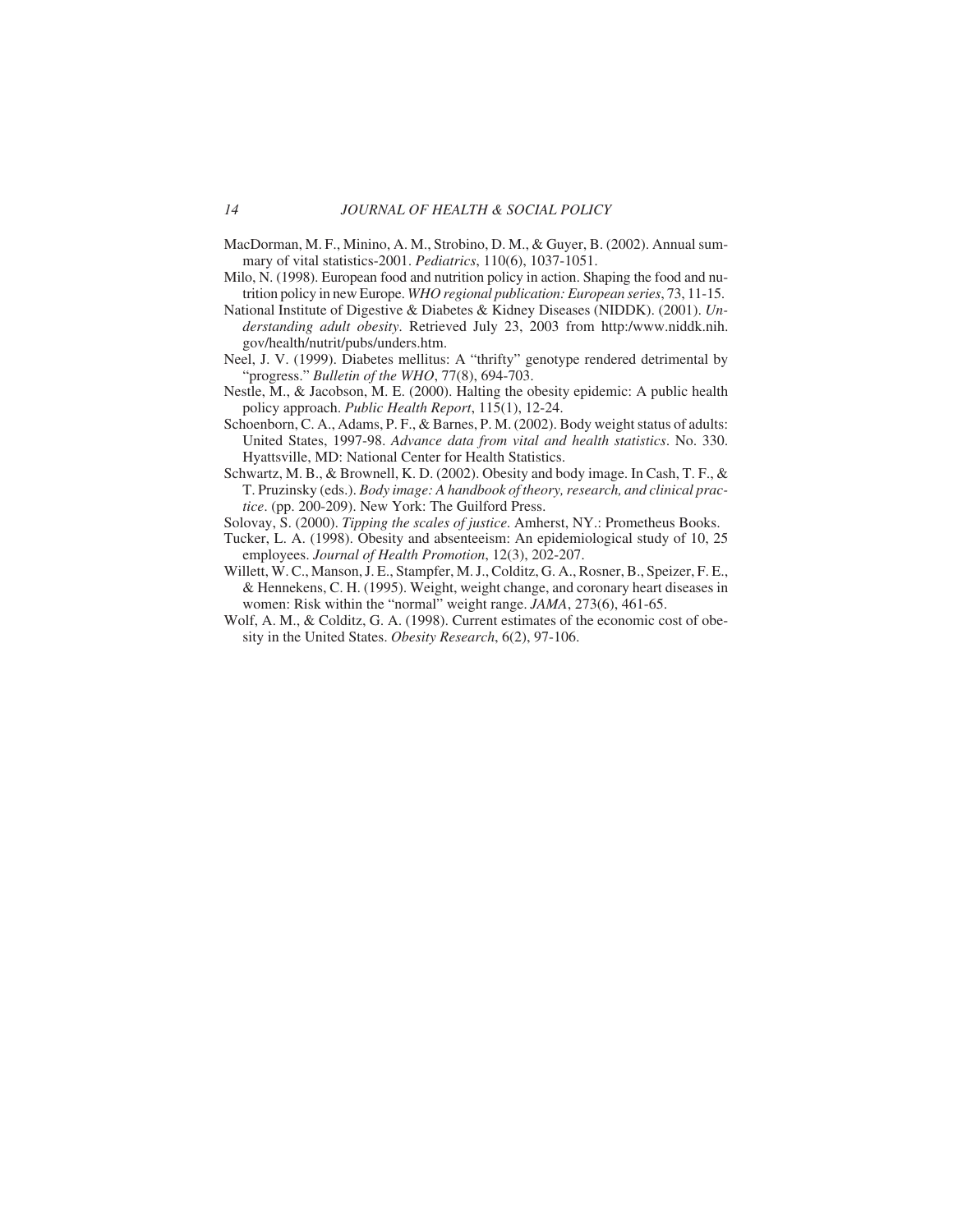MacDorman, M. F., Minino, A. M., Strobino, D. M., & Guyer, B. (2002). Annual summary of vital statistics-2001. *Pediatrics*, 110(6), 1037-1051.

Milo, N. (1998). European food and nutrition policy in action. Shaping the food and nutrition policy in new Europe. *WHO regional publication: European series*, 73, 11-15.

National Institute of Digestive & Diabetes & Kidney Diseases (NIDDK). (2001). *Understanding adult obesity*. Retrieved July 23, 2003 from http:/www.niddk.nih.gov/health/nutrit/pubs/unders.htm.

Neel, J. V. (1999). Diabetes mellitus: A "thrifty" genotype rendered detrimental by "progress." *Bulletin of the WHO*, 77(8), 694-703.

Nestle, M., & Jacobson, M. E. (2000). Halting the obesity epidemic: A public health policy approach. *Public Health Report*, 115(1), 12-24.

Schoenborn, C. A., Adams, P. F., & Barnes, P. M. (2002). Body weight status of adults: United States, 1997-98. *Advance data from vital and health statistics*. No. 330. Hyattsville, MD: National Center for Health Statistics.

Schwartz, M. B., & Brownell, K. D. (2002). Obesity and body image. In Cash, T. F., & T. Pruzinsky (eds.). *Body image: A handbook of theory, research, and clinical practice*. (pp. 200-209). New York: The Guilford Press.

Solovay, S. (2000). *Tipping the scales of justice*. Amherst, NY.: Prometheus Books.

Tucker, L. A. (1998). Obesity and absenteeism: An epidemiological study of 10, 25 employees. *Journal of Health Promotion*, 12(3), 202-207.

Willett, W. C., Manson, J. E., Stampfer, M. J., Colditz, G. A., Rosner, B., Speizer, F. E., & Hennekens, C. H. (1995). Weight, weight change, and coronary heart diseases in women: Risk within the "normal" weight range. *JAMA*, 273(6), 461-65.

Wolf, A. M., & Colditz, G. A. (1998). Current estimates of the economic cost of obesity in the United States. *Obesity Research*, 6(2), 97-106.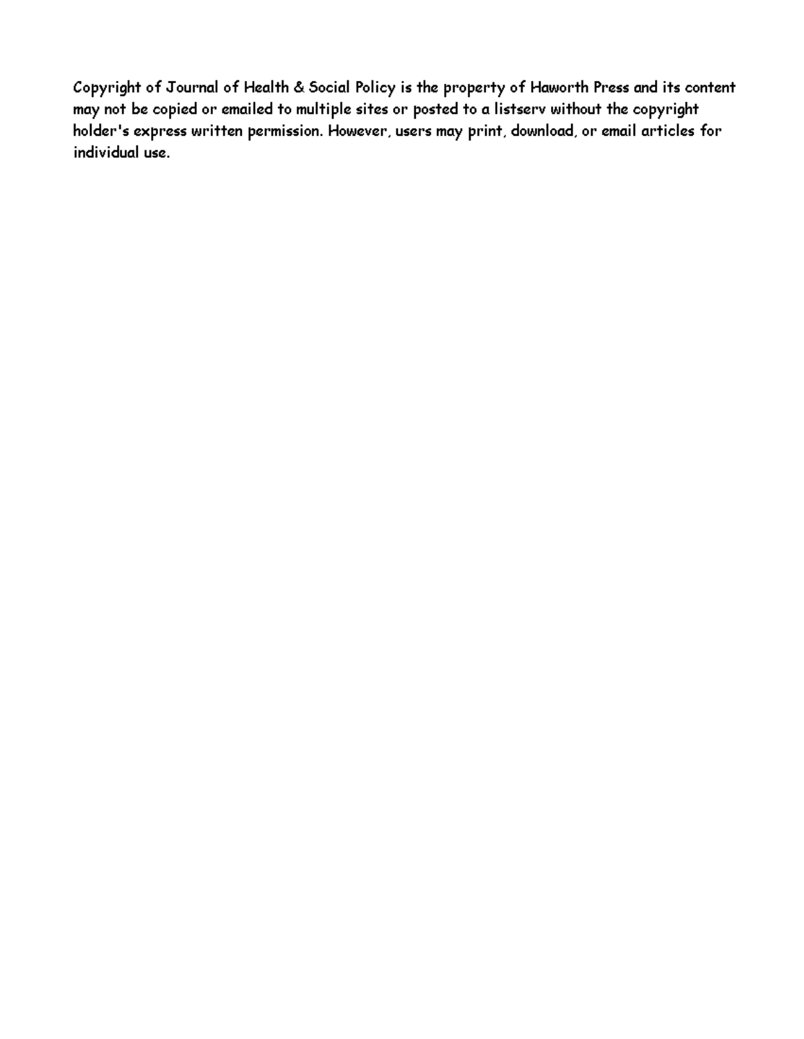Copyright of Journal of Health & Social Policy is the property of Haworth Press and its content may not be copied or emailed to multiple sites or posted to a listserv without the copyright holder's express written permission. However, users may print, download, or email articles for individual use.